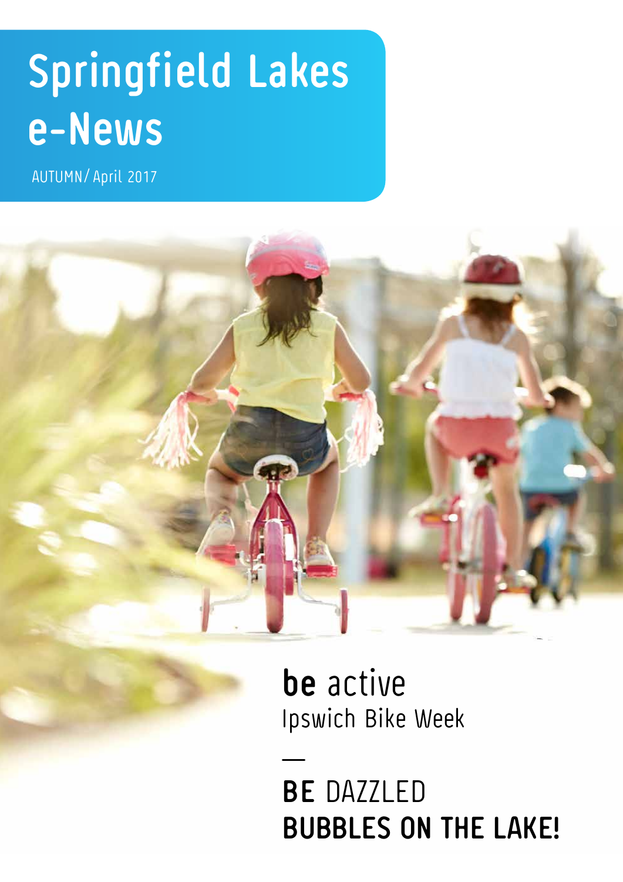# Springfield Lakes e-News

AUTUMN / April 2017

**be** active
Ipswich Bike Week

—

**BE** DAZZLED
**BUBBLES ON THE LAKE!**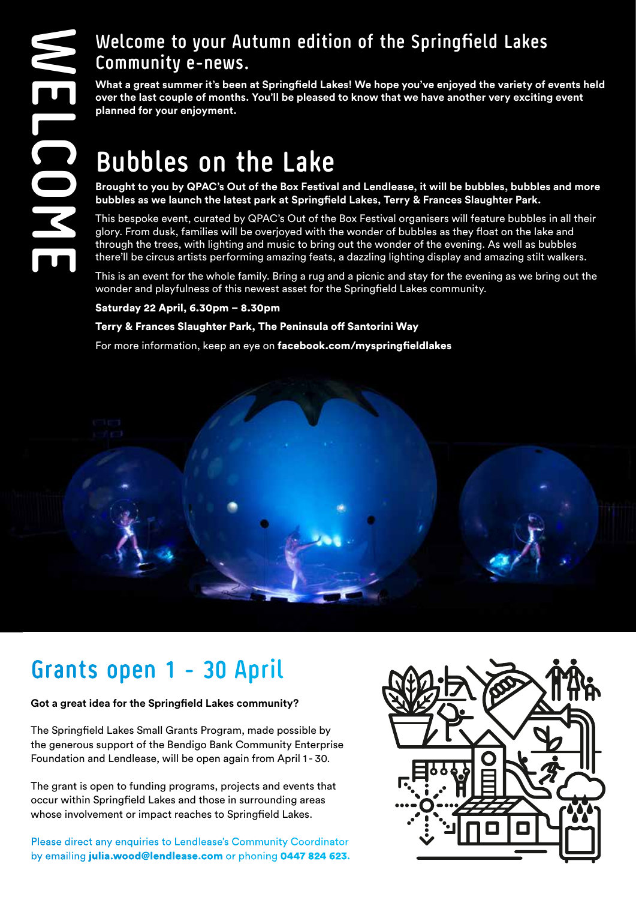# WELCOME

## Welcome to your Autumn edition of the Springfield Lakes Community e-news.

**What a great summer it's been at Springfield Lakes! We hope you've enjoyed the variety of events held over the last couple of months. You'll be pleased to know that we have another very exciting event planned for your enjoyment.**

## Bubbles on the Lake

**Brought to you by QPAC's Out of the Box Festival and Lendlease, it will be bubbles, bubbles and more bubbles as we launch the latest park at Springfield Lakes, Terry & Frances Slaughter Park.**

This bespoke event, curated by QPAC's Out of the Box Festival organisers will feature bubbles in all their glory. From dusk, families will be overjoyed with the wonder of bubbles as they float on the lake and through the trees, with lighting and music to bring out the wonder of the evening. As well as bubbles there'll be circus artists performing amazing feats, a dazzling lighting display and amazing stilt walkers.

This is an event for the whole family. Bring a rug and a picnic and stay for the evening as we bring out the wonder and playfulness of this newest asset for the Springfield Lakes community.

**Saturday 22 April, 6.30pm – 8.30pm**

**Terry & Frances Slaughter Park, The Peninsula off Santorini Way**

For more information, keep an eye on **facebook.com/myspringfieldlakes**

## Grants open 1 - 30 April

**Got a great idea for the Springfield Lakes community?**

The Springfield Lakes Small Grants Program, made possible by the generous support of the Bendigo Bank Community Enterprise Foundation and Lendlease, will be open again from April 1 - 30.

The grant is open to funding programs, projects and events that occur within Springfield Lakes and those in surrounding areas whose involvement or impact reaches to Springfield Lakes.

Please direct any enquiries to Lendlease's Community Coordinator by emailing **julia.wood@lendlease.com** or phoning **0447 824 623.**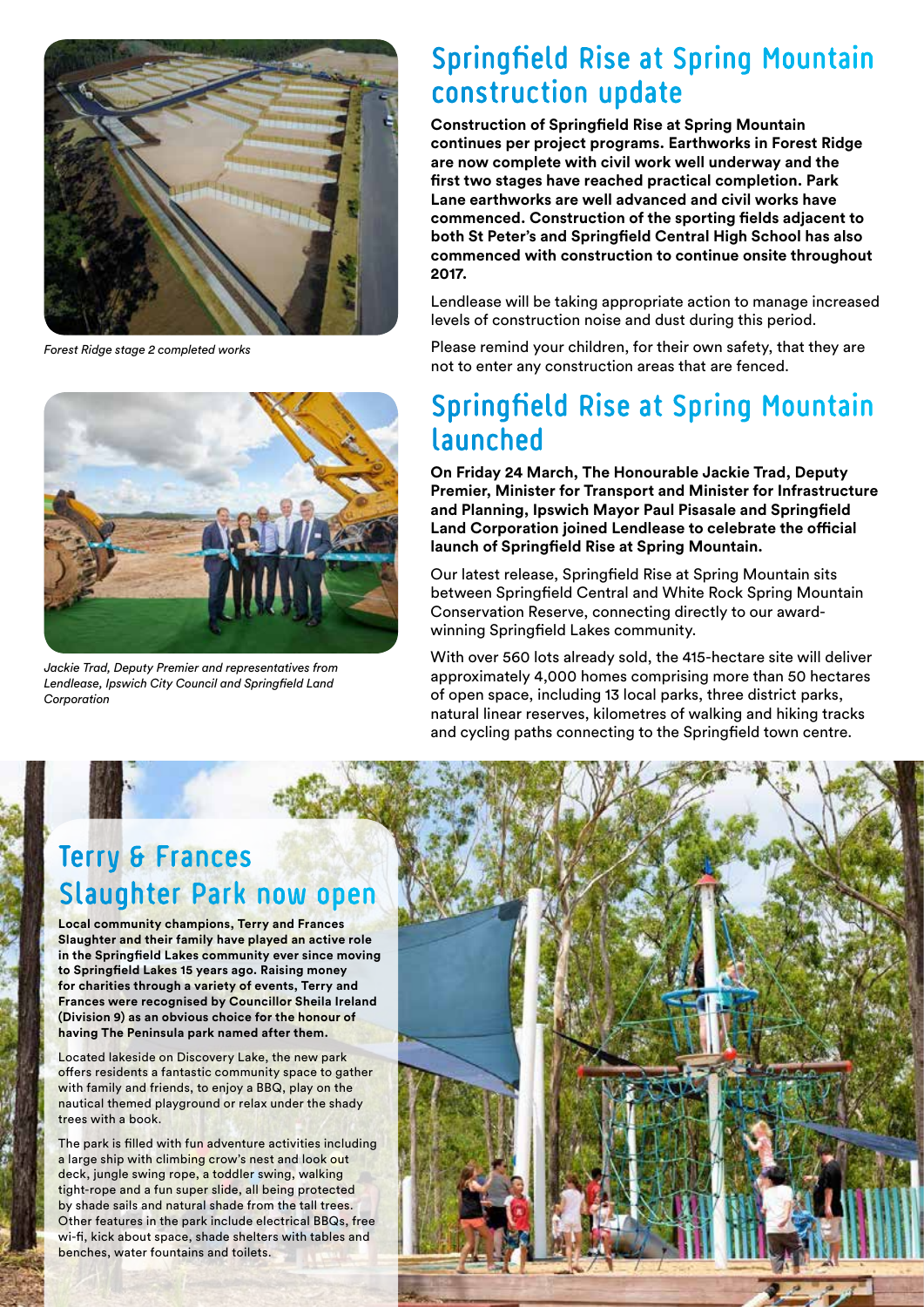*Forest Ridge stage 2 completed works*

*Jackie Trad, Deputy Premier and representatives from Lendlease, Ipswich City Council and Springfield Land Corporation*

## Springfield Rise at Spring Mountain construction update

**Construction of Springfield Rise at Spring Mountain continues per project programs. Earthworks in Forest Ridge are now complete with civil work well underway and the first two stages have reached practical completion. Park Lane earthworks are well advanced and civil works have commenced. Construction of the sporting fields adjacent to both St Peter's and Springfield Central High School has also commenced with construction to continue onsite throughout 2017.**

Lendlease will be taking appropriate action to manage increased levels of construction noise and dust during this period.

Please remind your children, for their own safety, that they are not to enter any construction areas that are fenced.

## Springfield Rise at Spring Mountain launched

**On Friday 24 March, The Honourable Jackie Trad, Deputy Premier, Minister for Transport and Minister for Infrastructure and Planning, Ipswich Mayor Paul Pisasale and Springfield Land Corporation joined Lendlease to celebrate the official launch of Springfield Rise at Spring Mountain.**

Our latest release, Springfield Rise at Spring Mountain sits between Springfield Central and White Rock Spring Mountain Conservation Reserve, connecting directly to our award-winning Springfield Lakes community.

With over 560 lots already sold, the 415-hectare site will deliver approximately 4,000 homes comprising more than 50 hectares of open space, including 13 local parks, three district parks, natural linear reserves, kilometres of walking and hiking tracks and cycling paths connecting to the Springfield town centre.

## Terry & Frances Slaughter Park now open

**Local community champions, Terry and Frances Slaughter and their family have played an active role in the Springfield Lakes community ever since moving to Springfield Lakes 15 years ago. Raising money for charities through a variety of events, Terry and Frances were recognised by Councillor Sheila Ireland (Division 9) as an obvious choice for the honour of having The Peninsula park named after them.**

Located lakeside on Discovery Lake, the new park offers residents a fantastic community space to gather with family and friends, to enjoy a BBQ, play on the nautical themed playground or relax under the shady trees with a book.

The park is filled with fun adventure activities including a large ship with climbing crow's nest and look out deck, jungle swing rope, a toddler swing, walking tight-rope and a fun super slide, all being protected by shade sails and natural shade from the tall trees. Other features in the park include electrical BBQs, free wi-fi, kick about space, shade shelters with tables and benches, water fountains and toilets.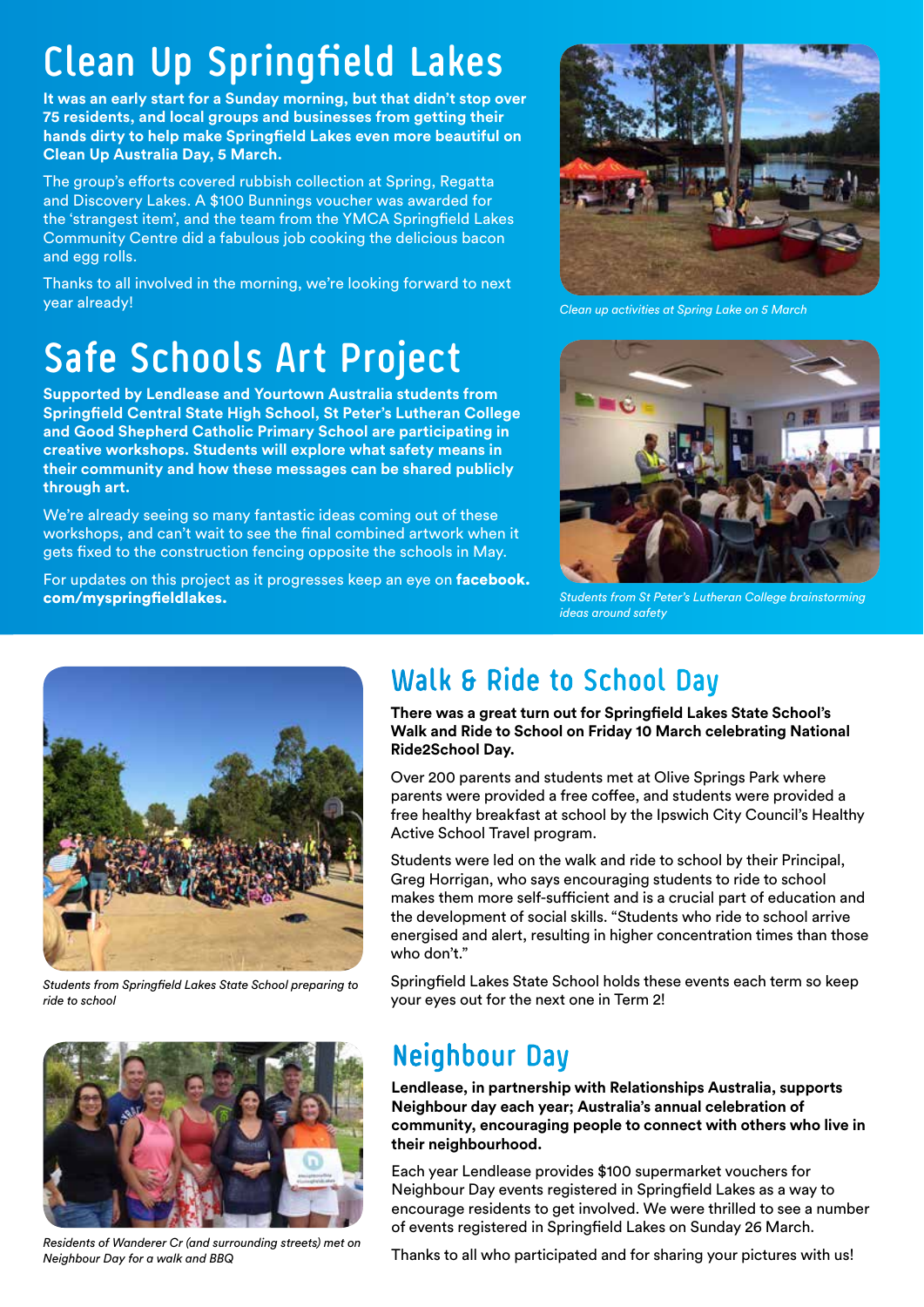# Clean Up Springfield Lakes

**It was an early start for a Sunday morning, but that didn't stop over 75 residents, and local groups and businesses from getting their hands dirty to help make Springfield Lakes even more beautiful on Clean Up Australia Day, 5 March.**

The group's efforts covered rubbish collection at Spring, Regatta and Discovery Lakes. A $100 Bunnings voucher was awarded for the 'strangest item', and the team from the YMCA Springfield Lakes Community Centre did a fabulous job cooking the delicious bacon and egg rolls.

Thanks to all involved in the morning, we're looking forward to next year already!

*Clean up activities at Spring Lake on 5 March*

# Safe Schools Art Project

**Supported by Lendlease and Yourtown Australia students from Springfield Central State High School, St Peter's Lutheran College and Good Shepherd Catholic Primary School are participating in creative workshops. Students will explore what safety means in their community and how these messages can be shared publicly through art.**

We're already seeing so many fantastic ideas coming out of these workshops, and can't wait to see the final combined artwork when it gets fixed to the construction fencing opposite the schools in May.

For updates on this project as it progresses keep an eye on **facebook.com/myspringfieldlakes.**

*Students from St Peter's Lutheran College brainstorming ideas around safety*

# Walk & Ride to School Day

**There was a great turn out for Springfield Lakes State School's Walk and Ride to School on Friday 10 March celebrating National Ride2School Day.**

Over 200 parents and students met at Olive Springs Park where parents were provided a free coffee, and students were provided a free healthy breakfast at school by the Ipswich City Council's Healthy Active School Travel program.

Students were led on the walk and ride to school by their Principal, Greg Horrigan, who says encouraging students to ride to school makes them more self-sufficient and is a crucial part of education and the development of social skills. "Students who ride to school arrive energised and alert, resulting in higher concentration times than those who don't."

Springfield Lakes State School holds these events each term so keep your eyes out for the next one in Term 2!

*Students from Springfield Lakes State School preparing to ride to school*

# Neighbour Day

**Lendlease, in partnership with Relationships Australia, supports Neighbour day each year; Australia's annual celebration of community, encouraging people to connect with others who live in their neighbourhood.**

Each year Lendlease provides $100 supermarket vouchers for Neighbour Day events registered in Springfield Lakes as a way to encourage residents to get involved. We were thrilled to see a number of events registered in Springfield Lakes on Sunday 26 March.

Thanks to all who participated and for sharing your pictures with us!

*Residents of Wanderer Cr (and surrounding streets) met on Neighbour Day for a walk and BBQ*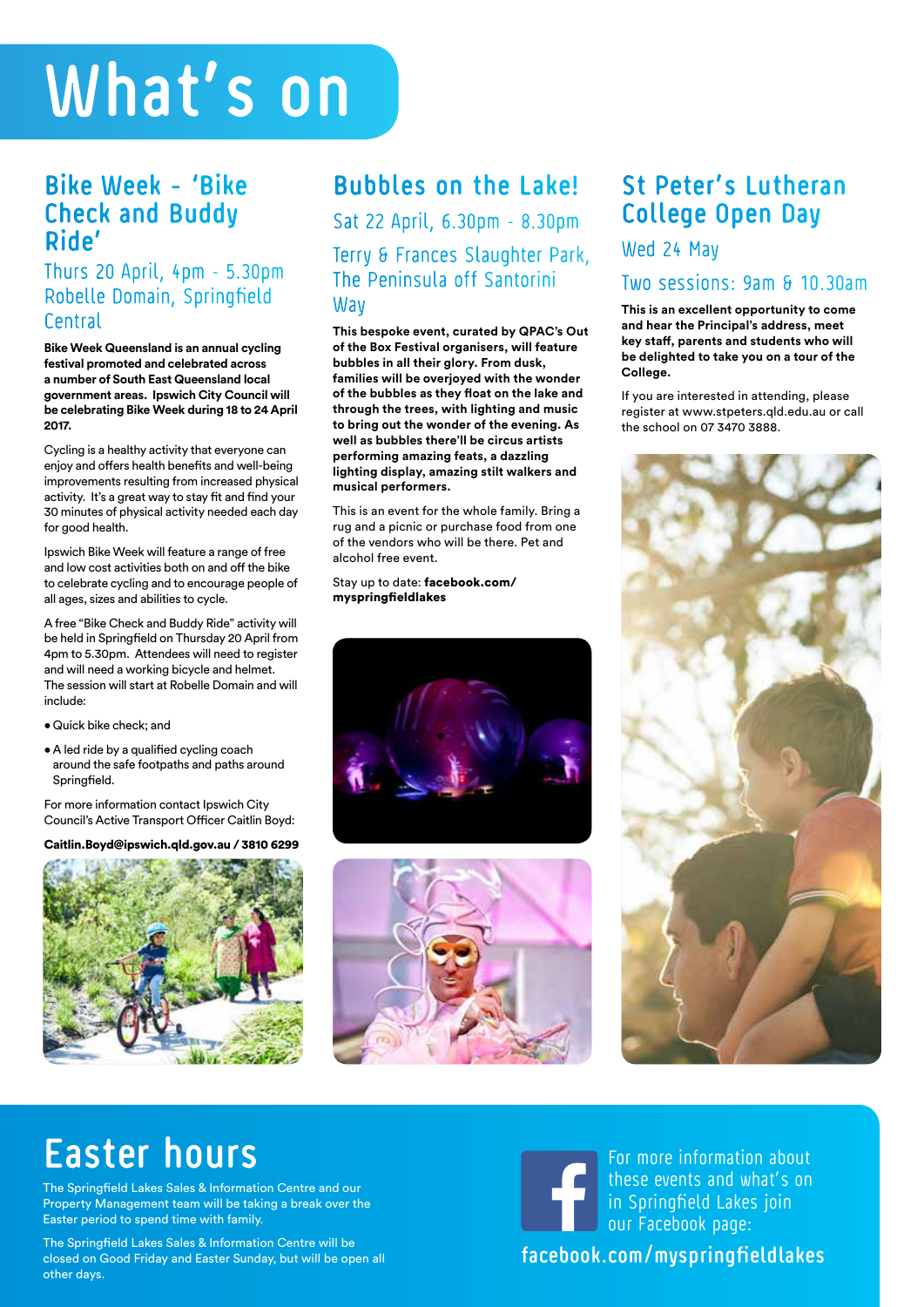# What's on

## Bike Week - 'Bike Check and Buddy Ride'

### Thurs 20 April, 4pm - 5.30pm Robelle Domain, Springfield Central

**Bike Week Queensland is an annual cycling festival promoted and celebrated across a number of South East Queensland local government areas. Ipswich City Council will be celebrating Bike Week during 18 to 24 April 2017.**

Cycling is a healthy activity that everyone can enjoy and offers health benefits and well-being improvements resulting from increased physical activity. It's a great way to stay fit and find your 30 minutes of physical activity needed each day for good health.

Ipswich Bike Week will feature a range of free and low cost activities both on and off the bike to celebrate cycling and to encourage people of all ages, sizes and abilities to cycle.

A free "Bike Check and Buddy Ride" activity will be held in Springfield on Thursday 20 April from 4pm to 5.30pm. Attendees will need to register and will need a working bicycle and helmet. The session will start at Robelle Domain and will include:

- Quick bike check; and
- A led ride by a qualified cycling coach around the safe footpaths and paths around Springfield.

For more information contact Ipswich City Council's Active Transport Officer Caitlin Boyd:

**Caitlin.Boyd@ipswich.qld.gov.au / 3810 6299**

## Bubbles on the Lake!

### Sat 22 April, 6.30pm - 8.30pm

### Terry & Frances Slaughter Park, The Peninsula off Santorini Way

**This bespoke event, curated by QPAC's Out of the Box Festival organisers, will feature bubbles in all their glory. From dusk, families will be overjoyed with the wonder of the bubbles as they float on the lake and through the trees, with lighting and music to bring out the wonder of the evening. As well as bubbles there'll be circus artists performing amazing feats, a dazzling lighting display, amazing stilt walkers and musical performers.**

This is an event for the whole family. Bring a rug and a picnic or purchase food from one of the vendors who will be there. Pet and alcohol free event.

Stay up to date: **facebook.com/myspringfieldlakes**

## St Peter's Lutheran College Open Day

### Wed 24 May

### Two sessions: 9am & 10.30am

**This is an excellent opportunity to come and hear the Principal's address, meet key staff, parents and students who will be delighted to take you on a tour of the College.**

If you are interested in attending, please register at www.stpeters.qld.edu.au or call the school on 07 3470 3888.

# Easter hours

The Springfield Lakes Sales & Information Centre and our Property Management team will be taking a break over the Easter period to spend time with family.

The Springfield Lakes Sales & Information Centre will be closed on Good Friday and Easter Sunday, but will be open all other days.

For more information about these events and what's on in Springfield Lakes join our Facebook page:

**facebook.com/myspringfieldlakes**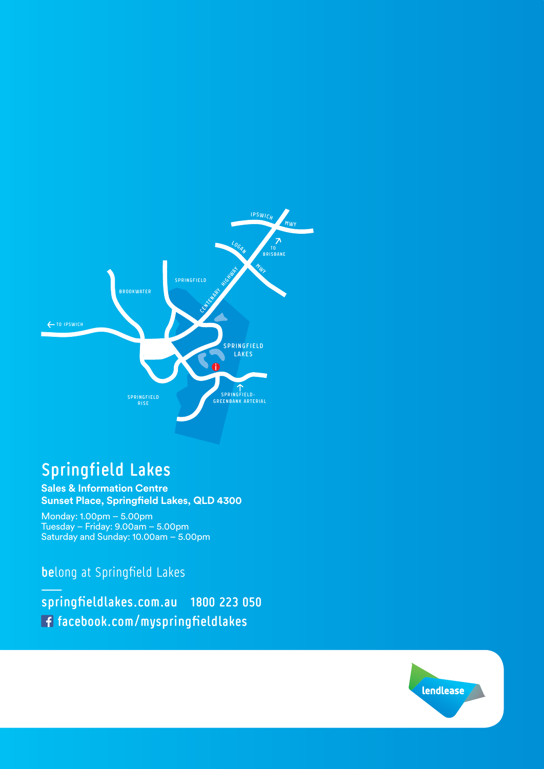IPSWICH MWY

TO BRISBANE

LOGAN MWY

CENTENARY HIGHWAY

SPRINGFIELD

BROOKWATER

TO IPSWICH

SPRINGFIELD LAKES

SPRINGFIELD RISE

SPRINGFIELD-GREENBANK ARTERIAL

# Springfield Lakes

**Sales & Information Centre**
**Sunset Place, Springfield Lakes, QLD 4300**

Monday: 1.00pm – 5.00pm
Tuesday – Friday: 9.00am – 5.00pm
Saturday and Sunday: 10.00am – 5.00pm

**be**long at Springfield Lakes

springfieldlakes.com.au 1800 223 050
facebook.com/myspringfieldlakes

lendlease